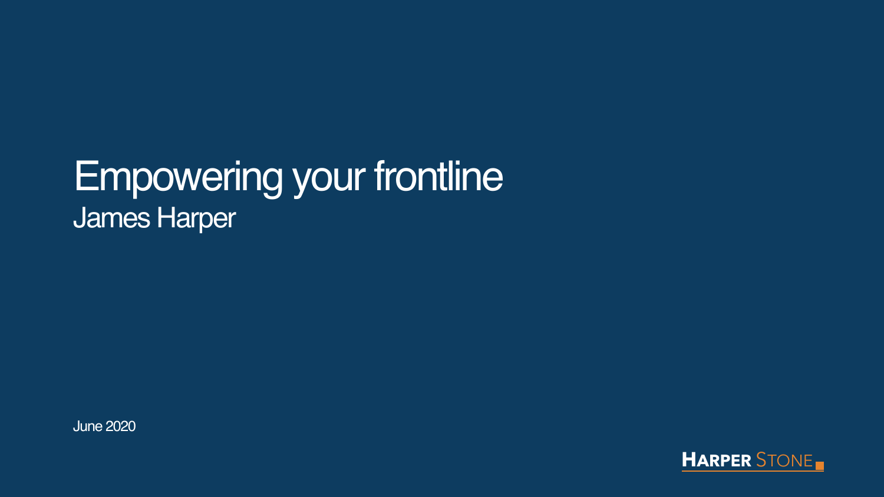# Empowering your frontline

## James Harper

June 2020

HARPER STONE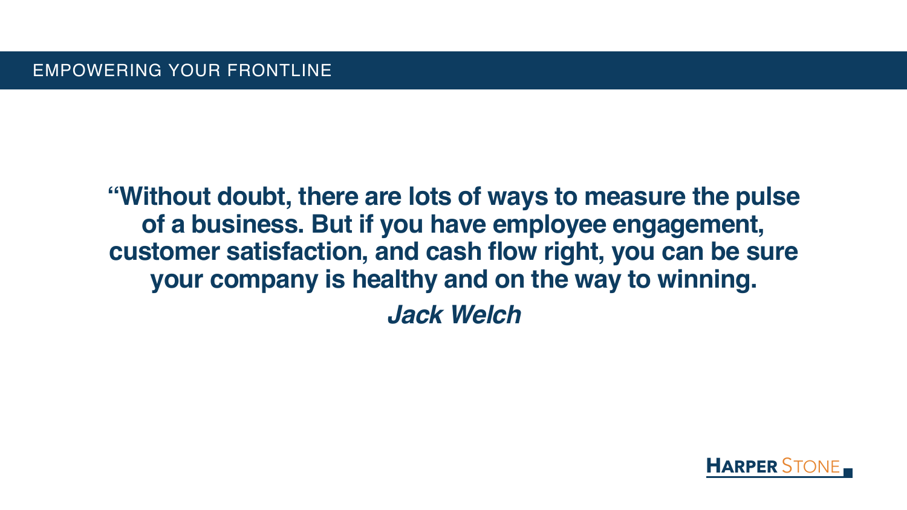**"Without doubt, there are lots of ways to measure the pulse of a business. But if you have employee engagement, customer satisfaction, and cash flow right, you can be sure your company is healthy and on the way to winning.**

***Jack Welch***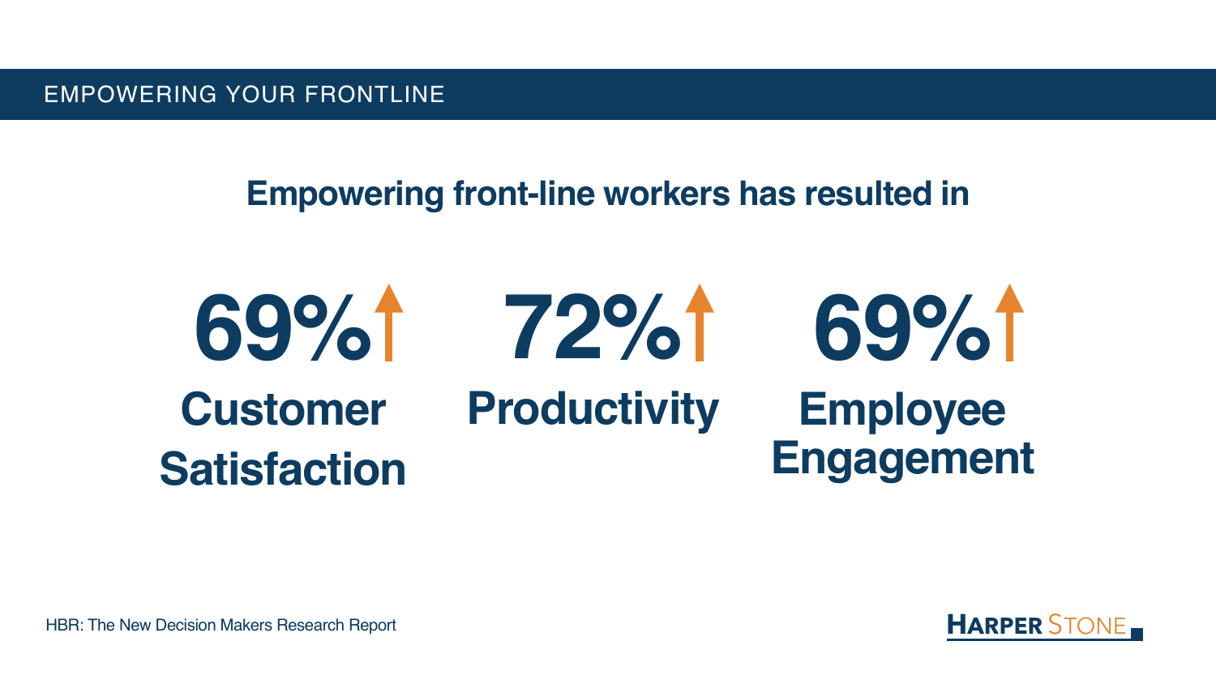EMPOWERING YOUR FRONTLINE

## Empowering front-line workers has resulted in

**69%** ↑
**Customer Satisfaction**

**72%** ↑
**Productivity**

**69%** ↑
**Employee Engagement**

HBR: The New Decision Makers Research Report

HARPER STONE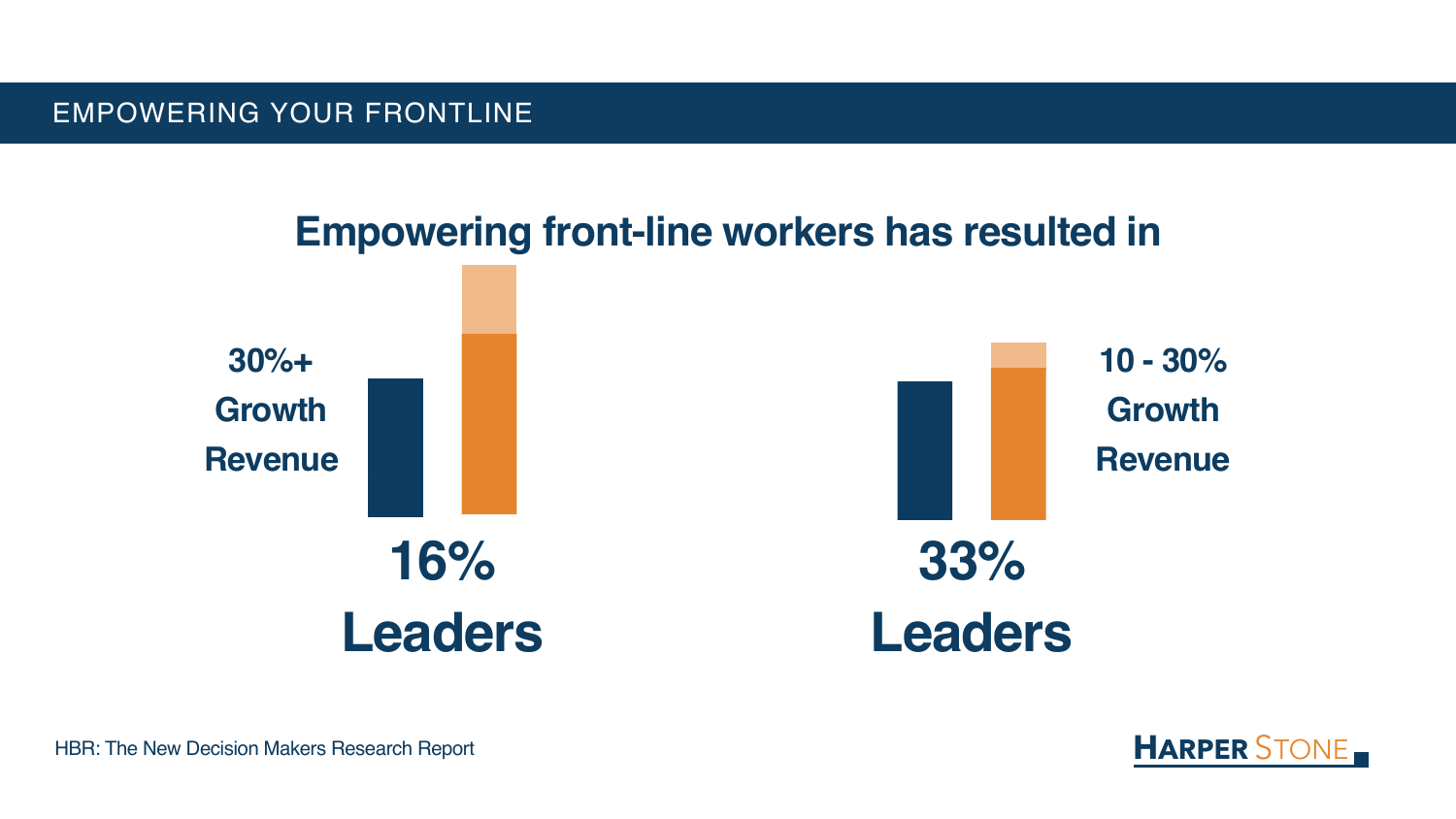## EMPOWERING YOUR FRONTLINE

### Empowering front-line workers has resulted in

30%+
Growth
Revenue

**16%**
**Leaders**

10 - 30%
Growth
Revenue

**33%**
**Leaders**

HBR: The New Decision Makers Research Report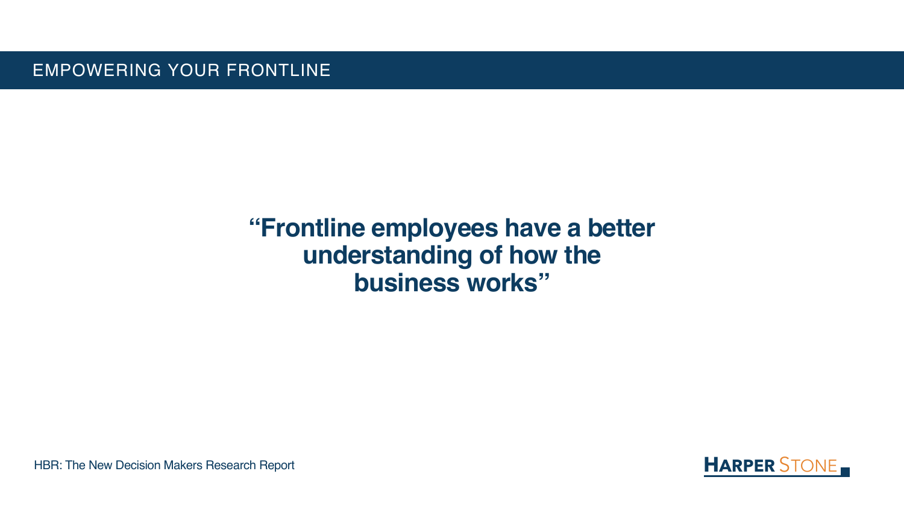## EMPOWERING YOUR FRONTLINE

**“Frontline employees have a better understanding of how the business works”**

HBR: The New Decision Makers Research Report

HARPER STONE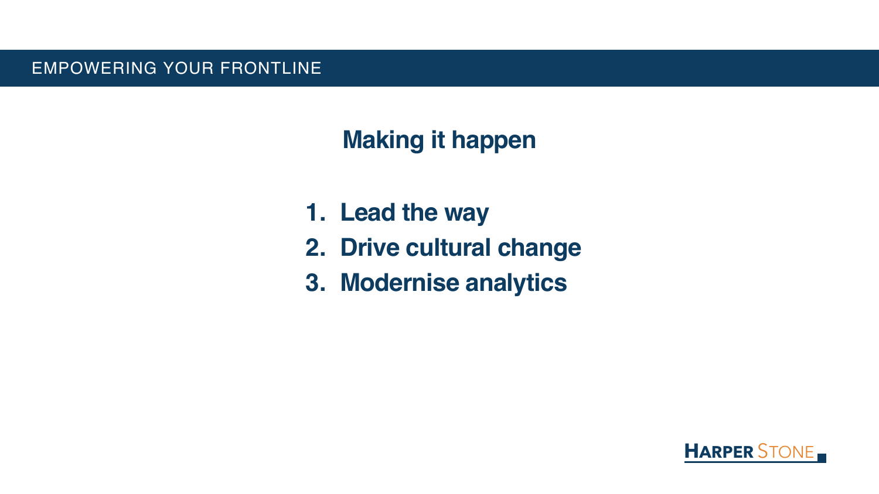EMPOWERING YOUR FRONTLINE

## Making it happen

1. **Lead the way**
2. **Drive cultural change**
3. **Modernise analytics**

HARPER STONE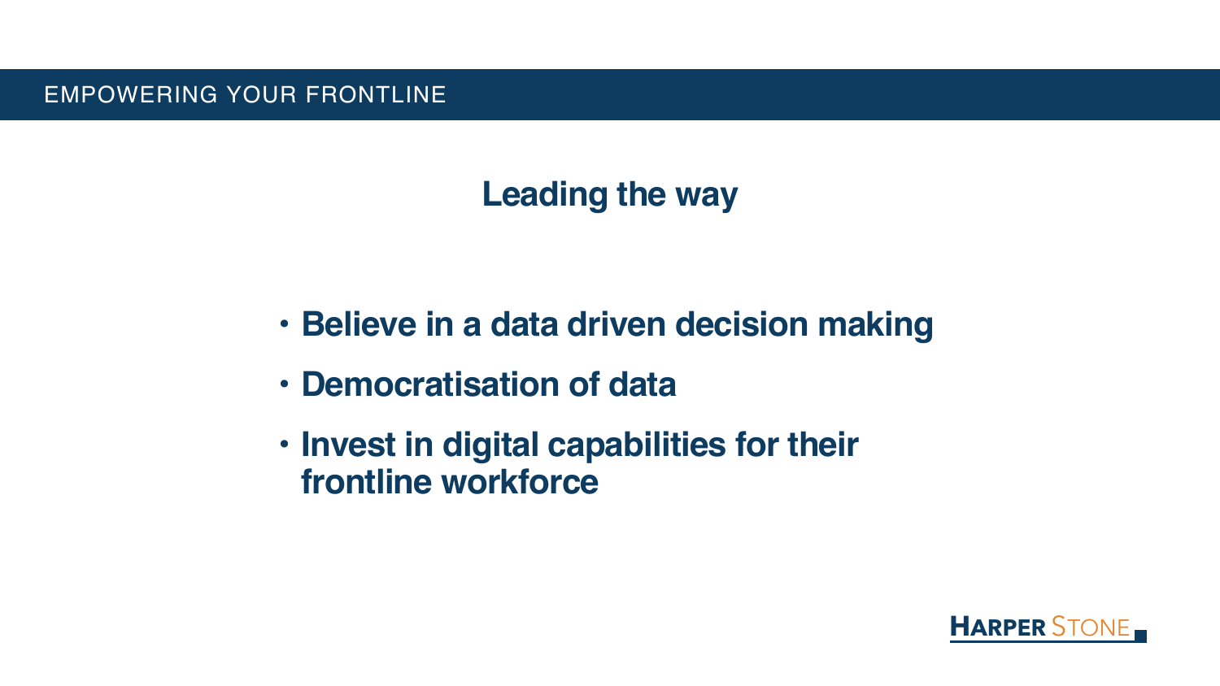EMPOWERING YOUR FRONTLINE

## Leading the way

- Believe in a data driven decision making
- Democratisation of data
- Invest in digital capabilities for their frontline workforce

HARPER STONE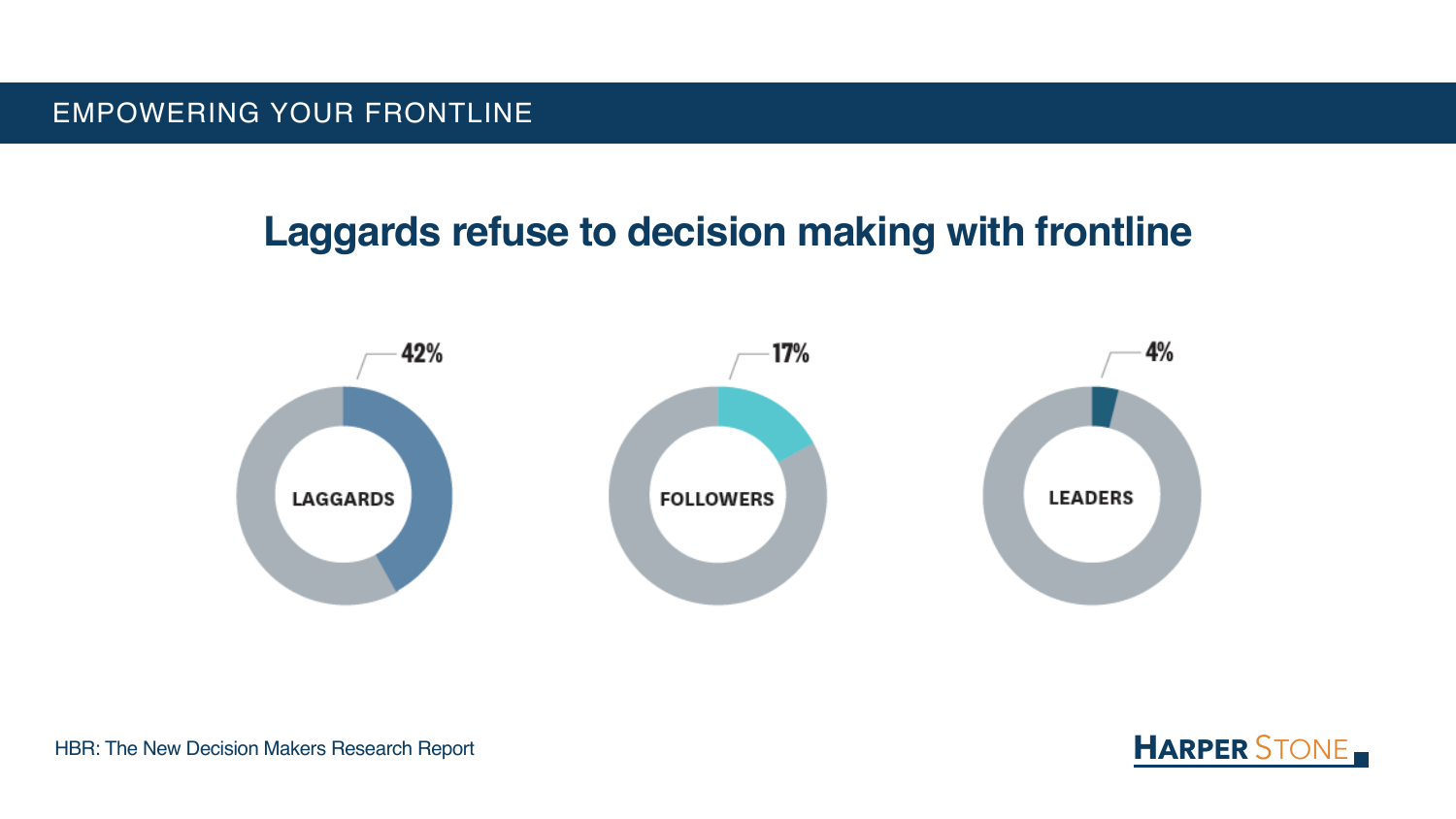EMPOWERING YOUR FRONTLINE

## Laggards refuse to decision making with frontline

42%

LAGGARDS

17%

FOLLOWERS

4%

LEADERS

HBR: The New Decision Makers Research Report

HARPER STONE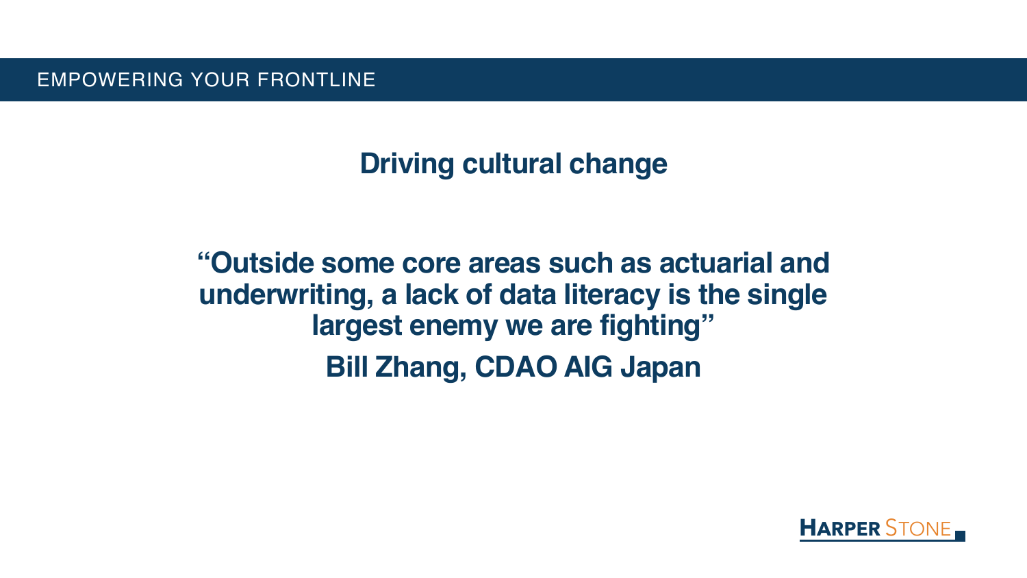EMPOWERING YOUR FRONTLINE

## Driving cultural change

**"Outside some core areas such as actuarial and underwriting, a lack of data literacy is the single largest enemy we are fighting"**

**Bill Zhang, CDAO AIG Japan**

HARPER STONE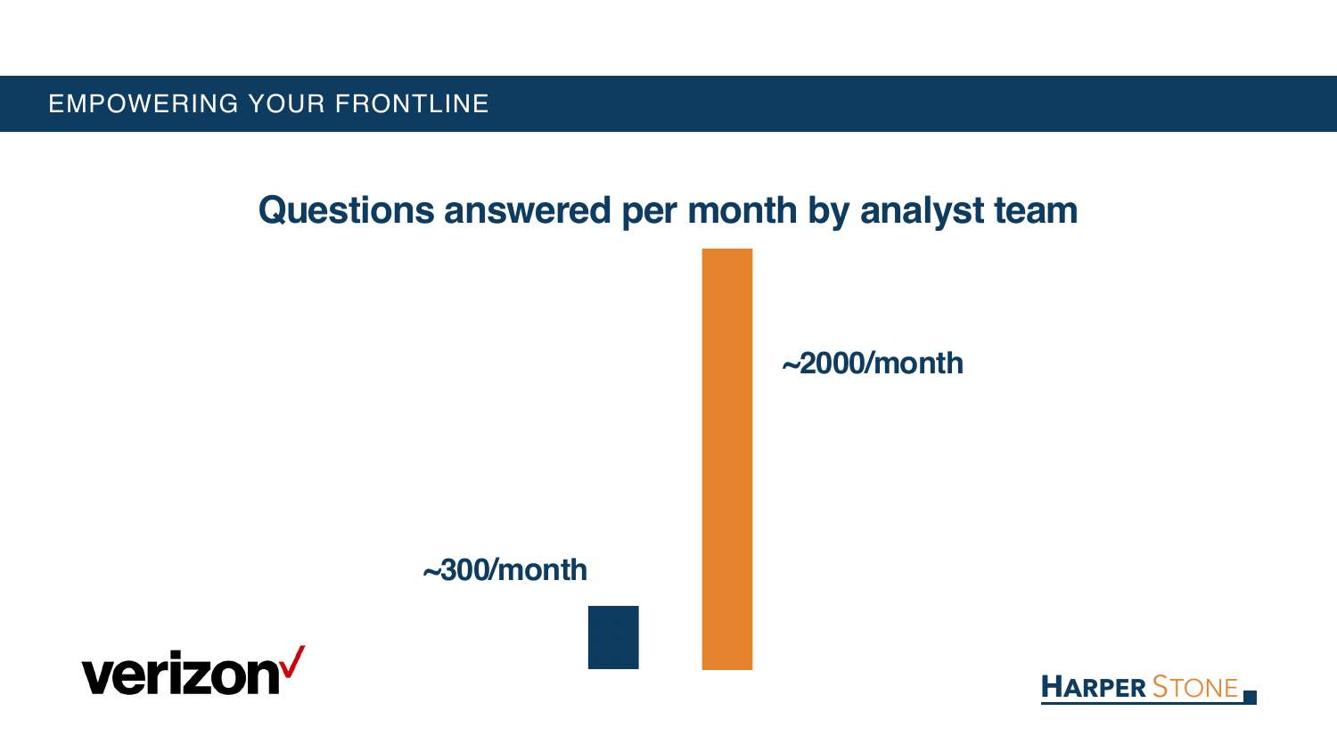EMPOWERING YOUR FRONTLINE

## Questions answered per month by analyst team

~2000/month

~300/month

verizon

HARPER STONE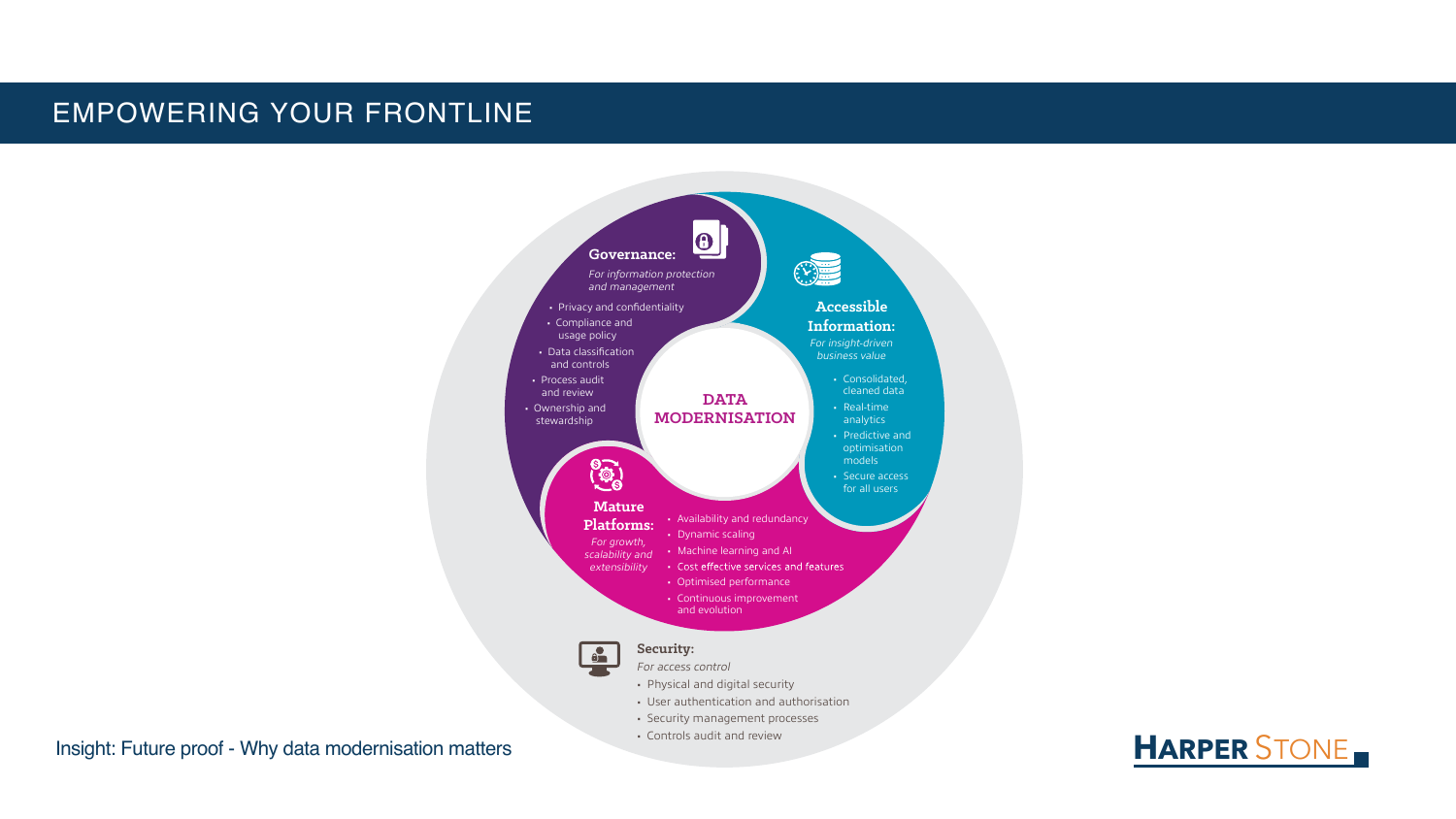# EMPOWERING YOUR FRONTLINE

**DATA MODERNISATION**

**Governance:**
*For information protection and management*

- Privacy and confidentiality
- Compliance and usage policy
- Data classification and controls
- Process audit and review
- Ownership and stewardship

**Accessible Information:**
*For insight-driven business value*

- Consolidated, cleaned data
- Real-time analytics
- Predictive and optimisation models
- Secure access for all users

**Mature Platforms:**
*For growth, scalability and extensibility*

- Availability and redundancy
- Dynamic scaling
- Machine learning and AI
- Cost effective services and features
- Optimised performance
- Continuous improvement and evolution

**Security:**
*For access control*

- Physical and digital security
- User authentication and authorisation
- Security management processes
- Controls audit and review

Insight: Future proof - Why data modernisation matters

HARPER STONE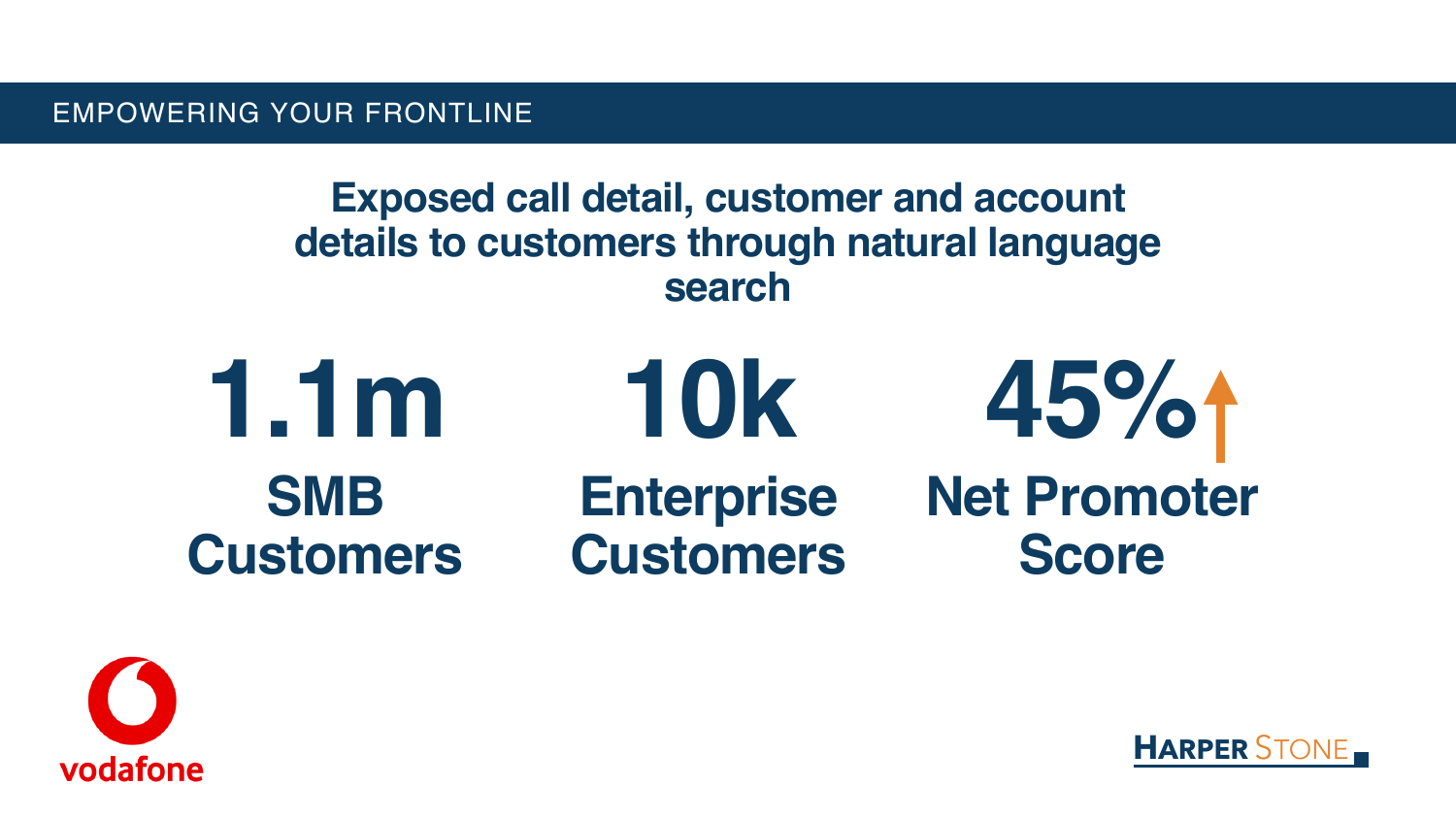EMPOWERING YOUR FRONTLINE

## Exposed call detail, customer and account details to customers through natural language search

**1.1m**
**SMB Customers**

**10k**
**Enterprise Customers**

**45%↑**
**Net Promoter Score**

vodafone

HARPER STONE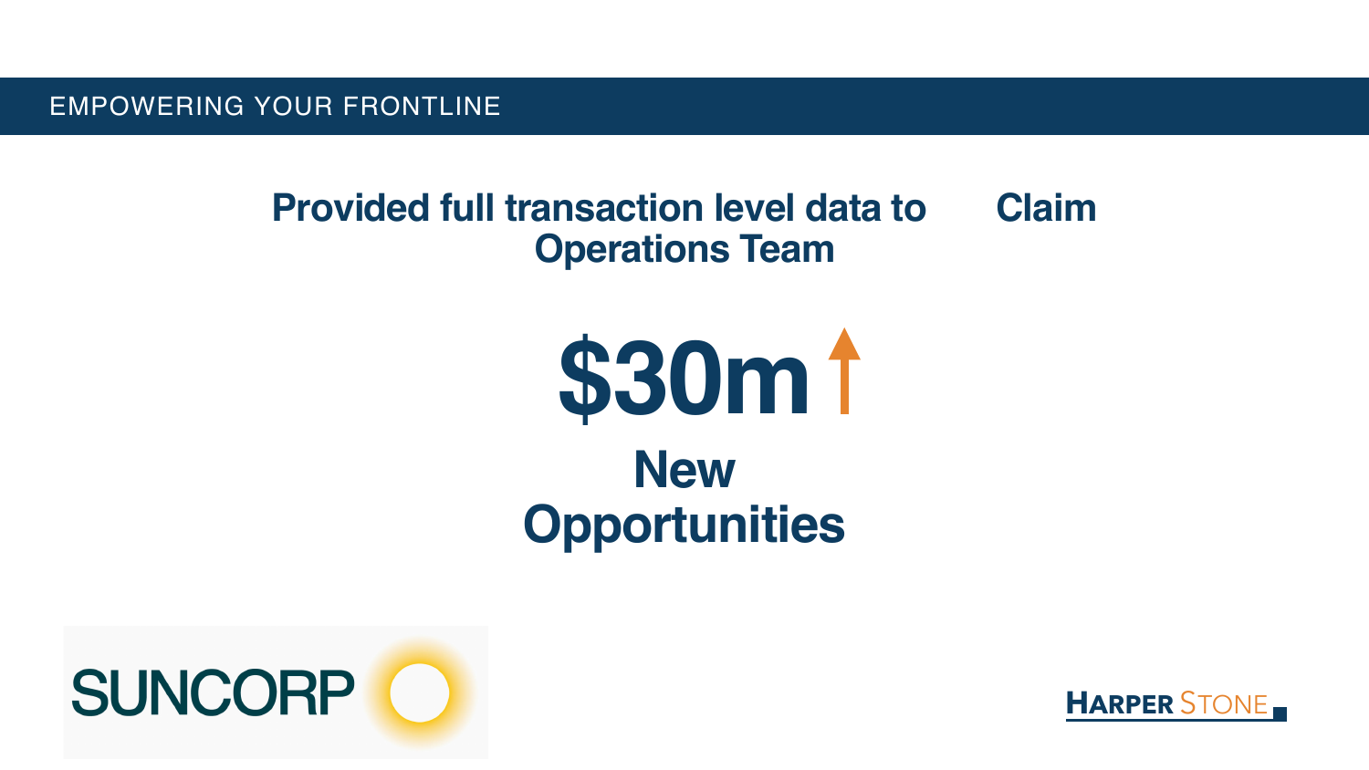EMPOWERING YOUR FRONTLINE

**Provided full transaction level data to Operations Team**

**Claim**

# $30m ↑

## New Opportunities

SUNCORP

HARPER STONE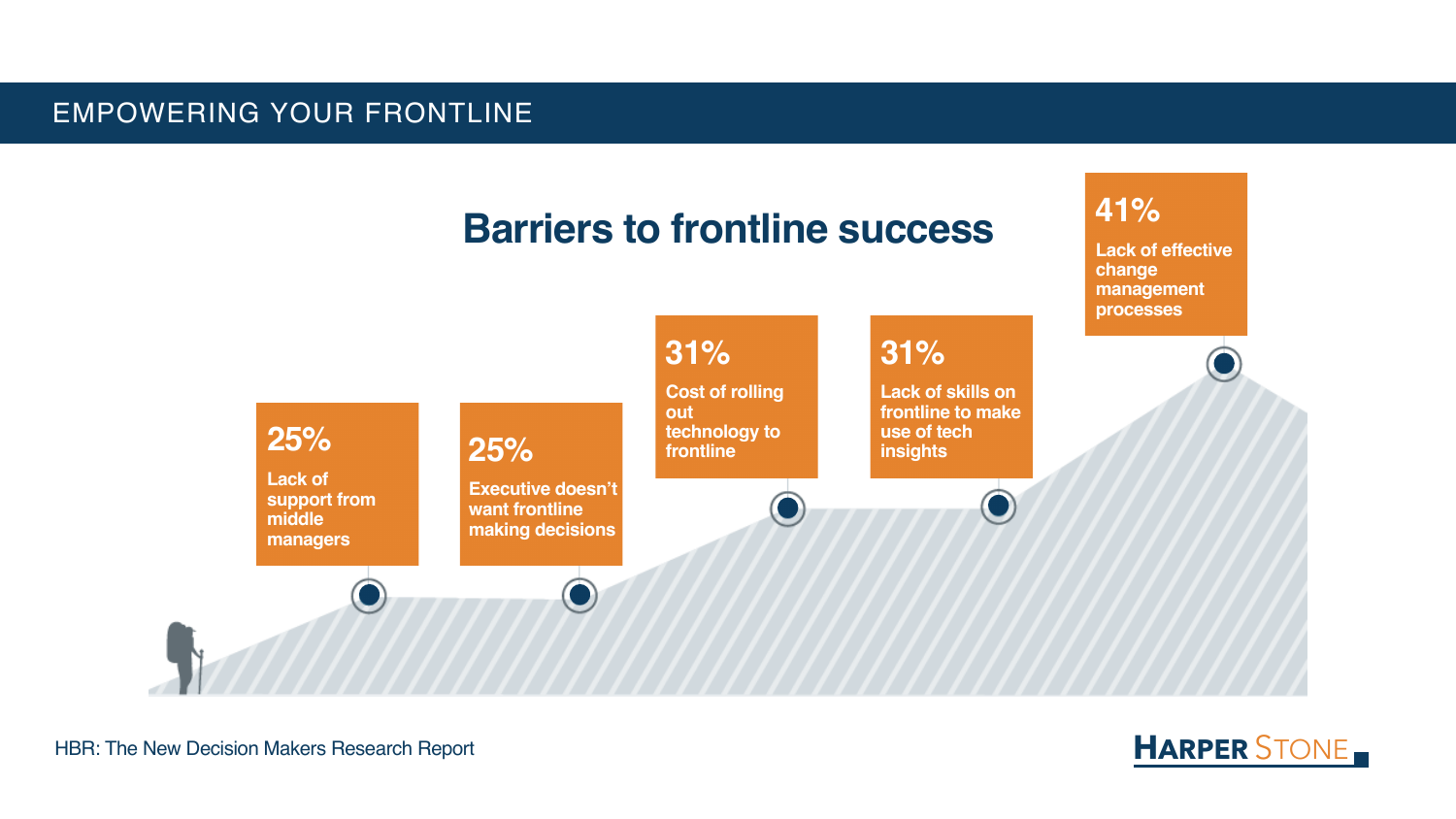EMPOWERING YOUR FRONTLINE

## Barriers to frontline success

25%
Lack of support from middle managers

25%
Executive doesn't want frontline making decisions

31%
Cost of rolling out technology to frontline

31%
Lack of skills on frontline to make use of tech insights

41%
Lack of effective change management processes

HBR: The New Decision Makers Research Report

HARPER STONE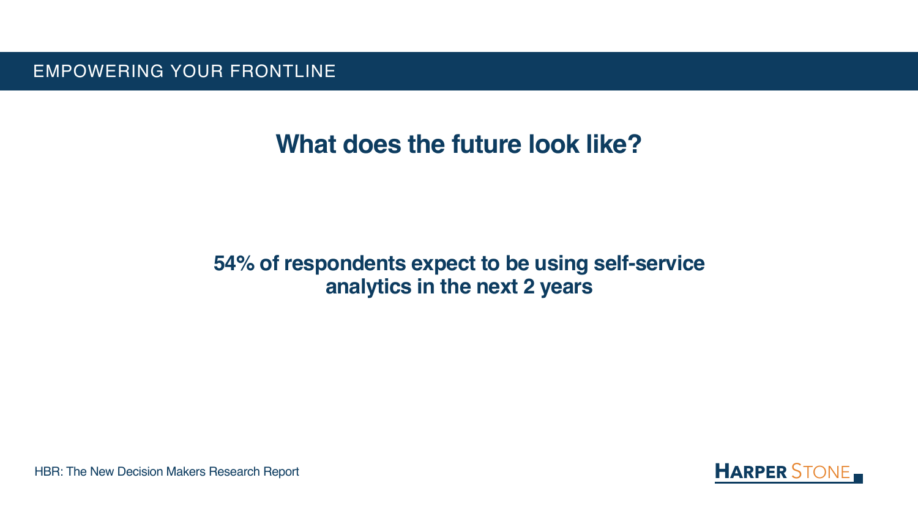EMPOWERING YOUR FRONTLINE

## What does the future look like?

**54% of respondents expect to be using self-service analytics in the next 2 years**

HBR: The New Decision Makers Research Report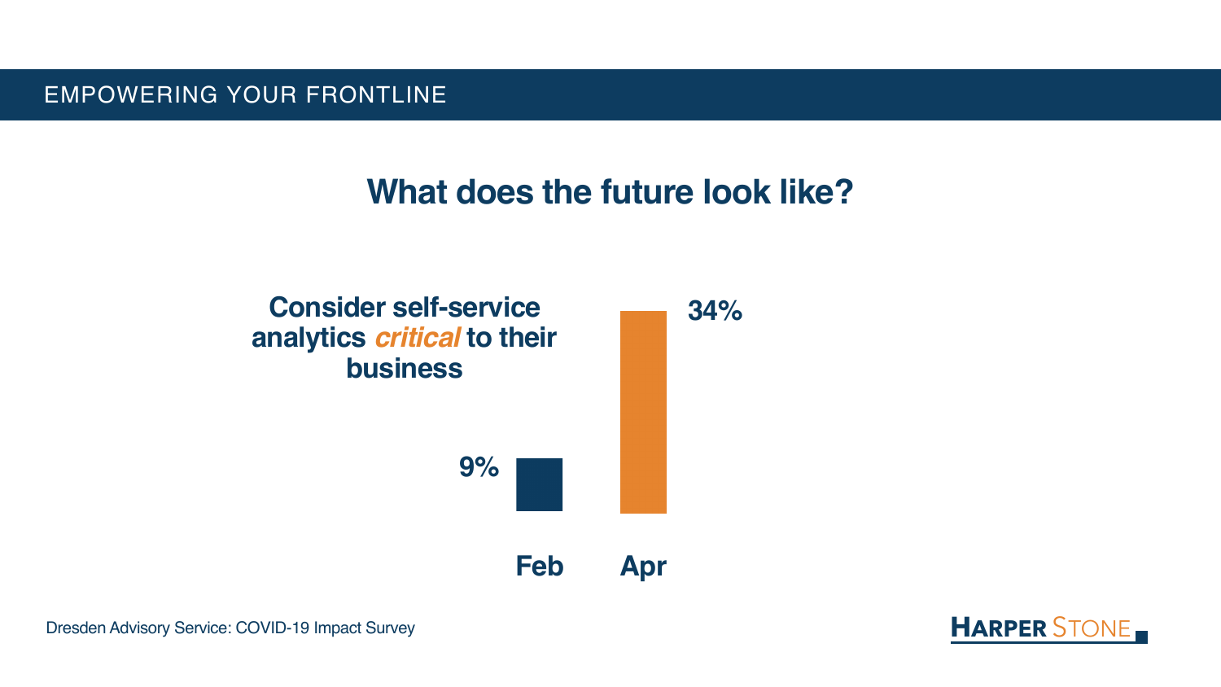EMPOWERING YOUR FRONTLINE

# What does the future look like?

**Consider self-service analytics *critical* to their business**

9%

34%

Feb

Apr

Dresden Advisory Service: COVID-19 Impact Survey

HARPER STONE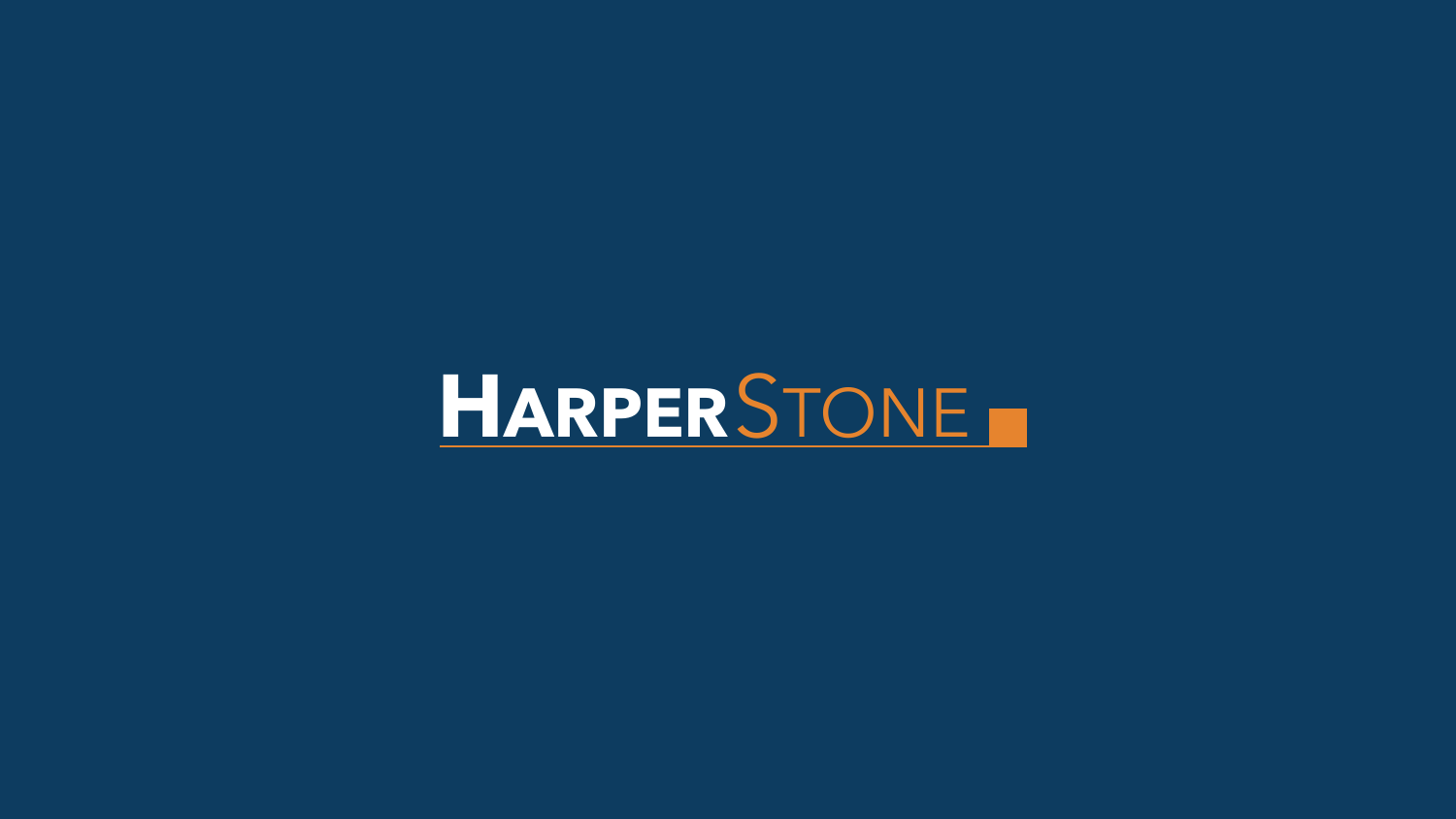HARPERSTONE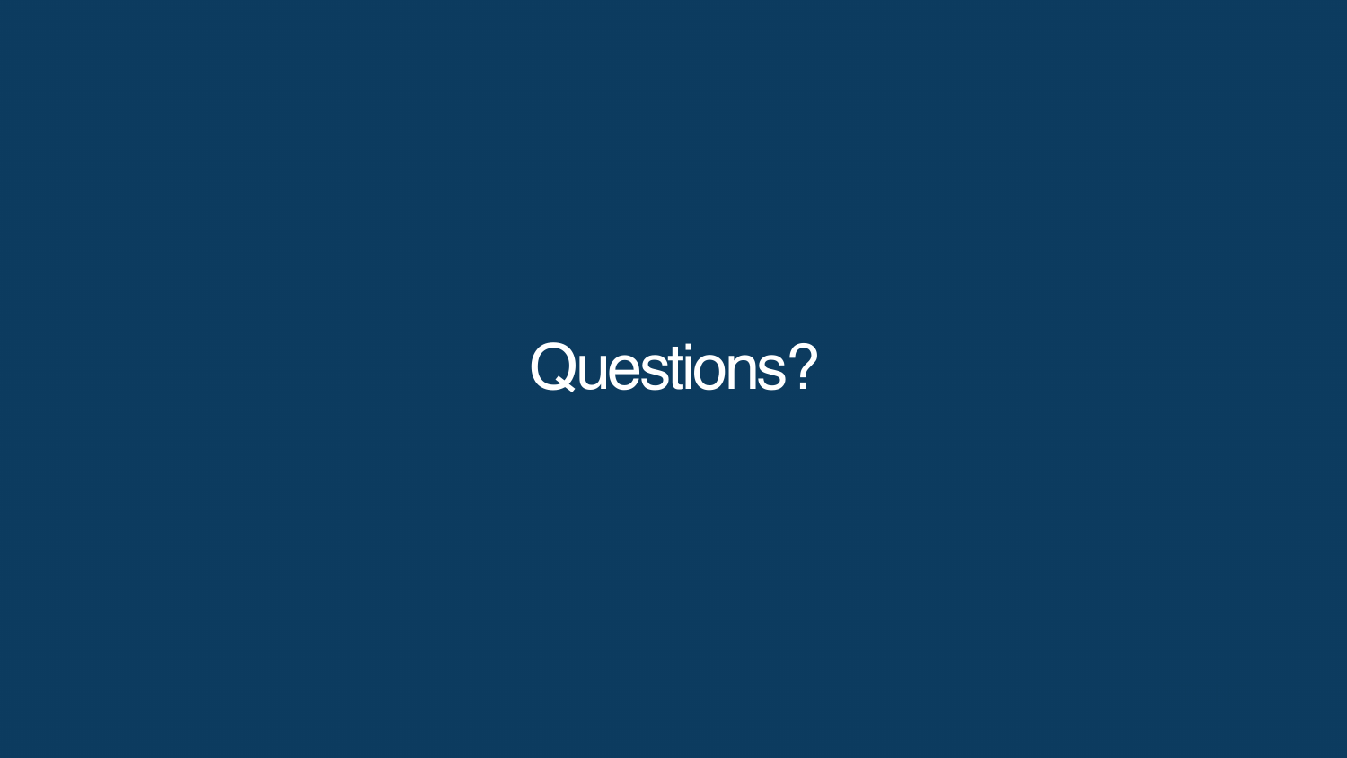# Questions?